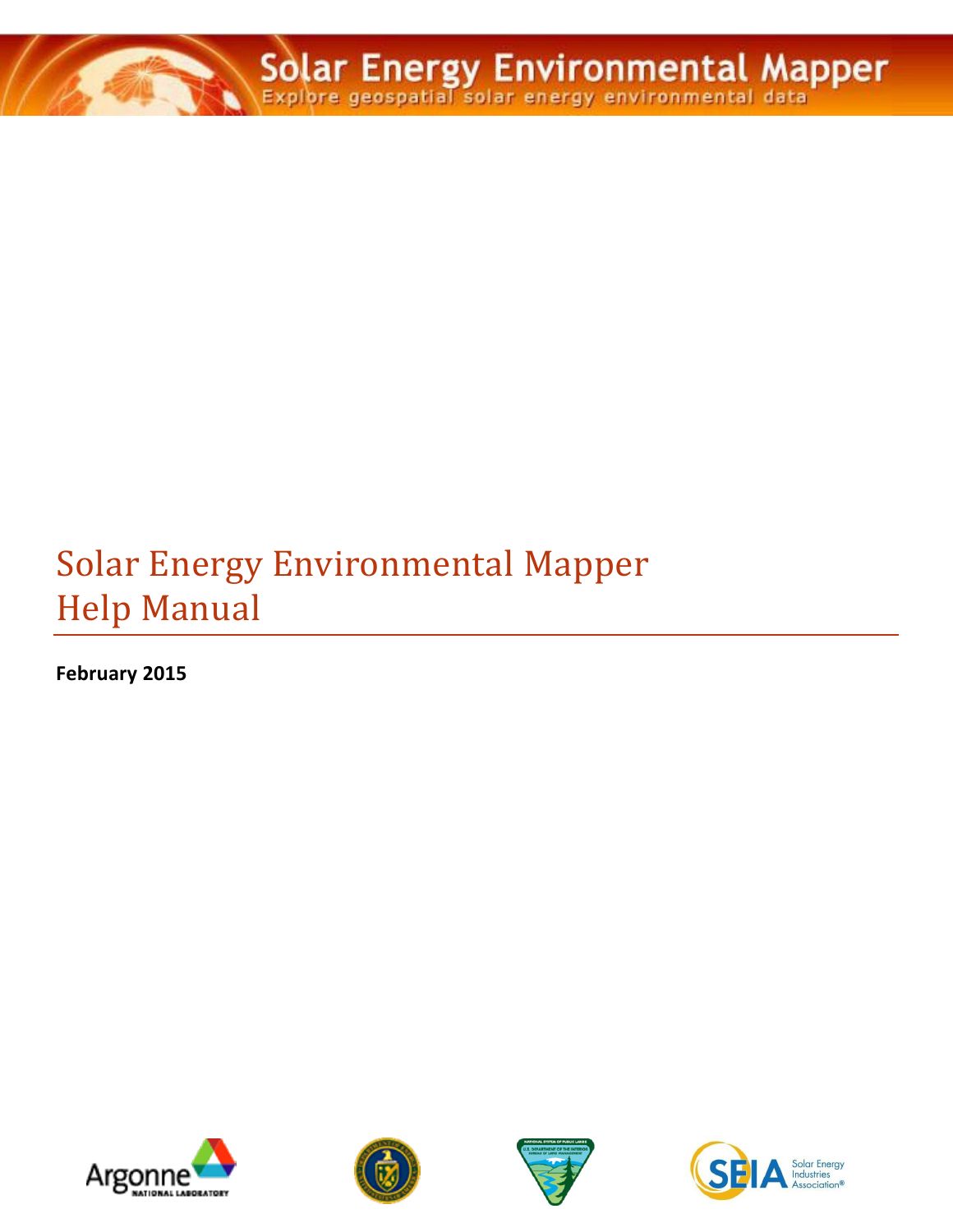Solar Energy Environmental Mapper

Explore geospatial solar energy environmental data

# Solar Energy Environmental Mapper Help Manual

**February 2015**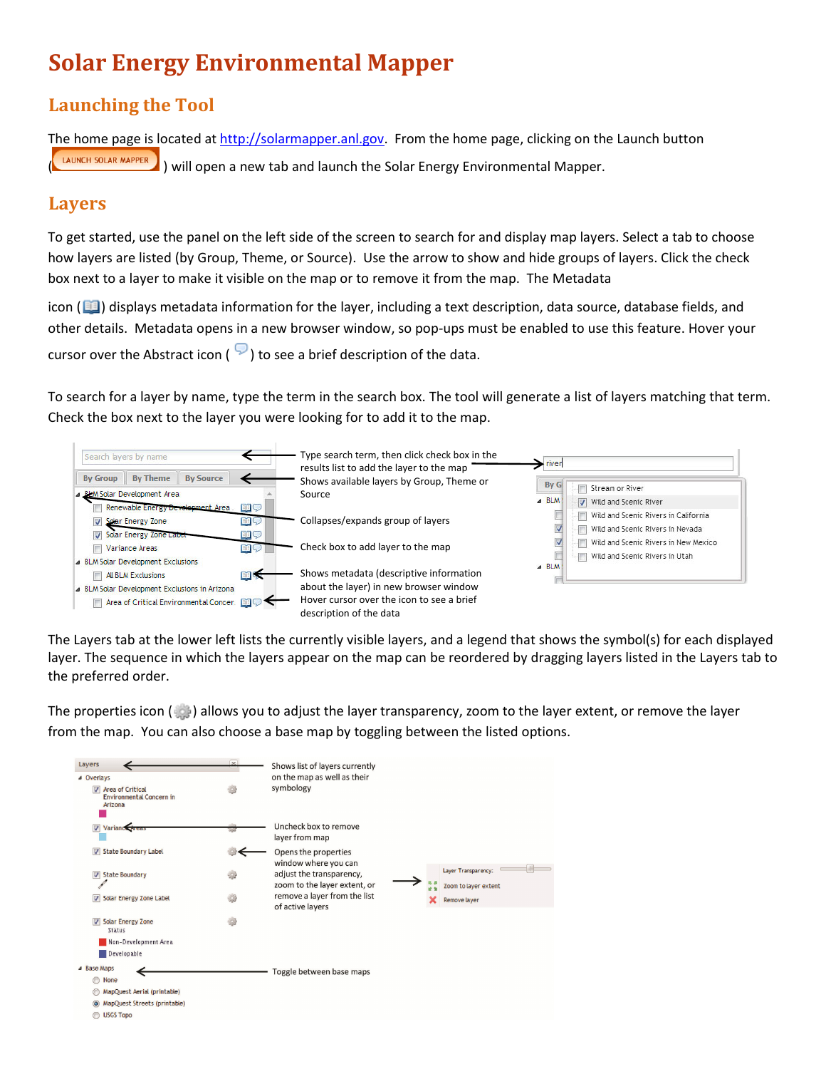# Solar Energy Environmental Mapper

## Launching the Tool

The home page is located at http://solarmapper.anl.gov. From the home page, clicking on the Launch button (LAUNCH SOLAR MAPPER) will open a new tab and launch the Solar Energy Environmental Mapper.

## Layers

To get started, use the panel on the left side of the screen to search for and display map layers. Select a tab to choose how layers are listed (by Group, Theme, or Source). Use the arrow to show and hide groups of layers. Click the check box next to a layer to make it visible on the map or to remove it from the map. The Metadata icon ( ) displays metadata information for the layer, including a text description, data source, database fields, and other details. Metadata opens in a new browser window, so pop-ups must be enabled to use this feature. Hover your cursor over the Abstract icon ( ) to see a brief description of the data.

To search for a layer by name, type the term in the search box. The tool will generate a list of layers matching that term. Check the box next to the layer you were looking for to add it to the map.

Search layers by name

By Group | By Theme | By Source

BLM Solar Development Area
Renewable Energy Development Area
Solar Energy Zone
Solar Energy Zone Label
Variance Areas
BLM Solar Development Exclusions
All BLM Exclusions
BLM Solar Development Exclusions in Arizona
Area of Critical Environmental Concer

Type search term, then click check box in the results list to add the layer to the map

Shows available layers by Group, Theme or Source

Collapses/expands group of layers

Check box to add layer to the map

Shows metadata (descriptive information about the layer) in new browser window

Hover cursor over the icon to see a brief description of the data

river

Stream or River
Wild and Scenic River
Wild and Scenic Rivers in California
Wild and Scenic Rivers in Nevada
Wild and Scenic Rivers in New Mexico
Wild and Scenic Rivers in Utah

The Layers tab at the lower left lists the currently visible layers, and a legend that shows the symbol(s) for each displayed layer. The sequence in which the layers appear on the map can be reordered by dragging layers listed in the Layers tab to the preferred order.

The properties icon ( ) allows you to adjust the layer transparency, zoom to the layer extent, or remove the layer from the map. You can also choose a base map by toggling between the listed options.

Layers

Overlays
Area of Critical Environmental Concern in Arizona
Variance Areas
State Boundary Label
State Boundary
Solar Energy Zone Label
Solar Energy Zone
Status
Non-Development Area
Developable

Base Maps
None
MapQuest Aerial (printable)
MapQuest Streets (printable)
USGS Topo

Shows list of layers currently on the map as well as their symbology

Uncheck box to remove layer from map

Opens the properties window where you can adjust the transparency, zoom to the layer extent, or remove a layer from the list of active layers

Layer Transparency:
Zoom to layer extent
Remove layer

Toggle between base maps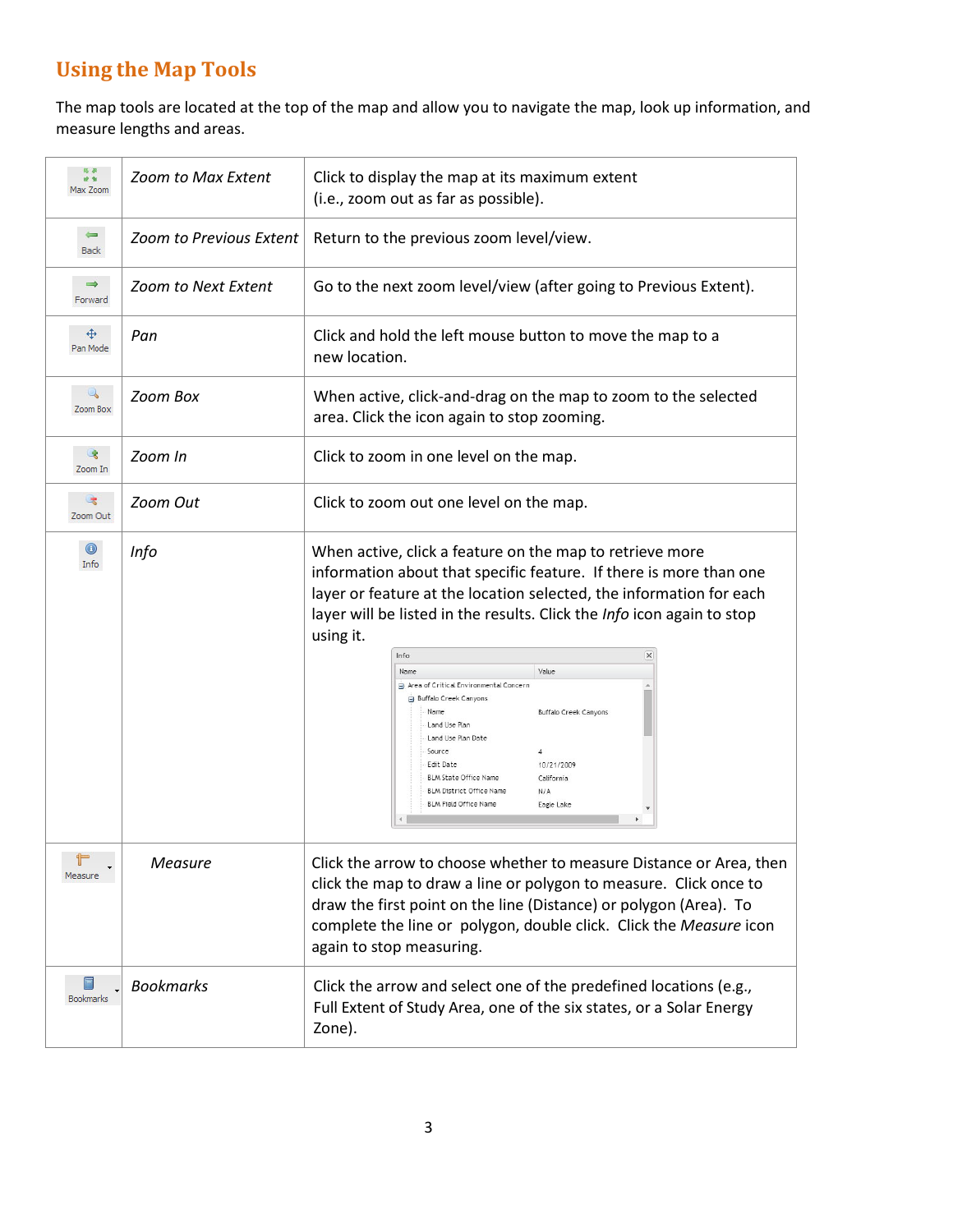## Using the Map Tools

The map tools are located at the top of the map and allow you to navigate the map, look up information, and measure lengths and areas.

| | | |
|---|---|---|
| Max Zoom | *Zoom to Max Extent* | Click to display the map at its maximum extent (i.e., zoom out as far as possible). |
| Back | *Zoom to Previous Extent* | Return to the previous zoom level/view. |
| Forward | *Zoom to Next Extent* | Go to the next zoom level/view (after going to Previous Extent). |
| Pan Mode | *Pan* | Click and hold the left mouse button to move the map to a new location. |
| Zoom Box | *Zoom Box* | When active, click-and-drag on the map to zoom to the selected area. Click the icon again to stop zooming. |
| Zoom In | *Zoom In* | Click to zoom in one level on the map. |
| Zoom Out | *Zoom Out* | Click to zoom out one level on the map. |
| Info | *Info* | When active, click a feature on the map to retrieve more information about that specific feature. If there is more than one layer or feature at the location selected, the information for each layer will be listed in the results. Click the *Info* icon again to stop using it. |
| Measure | *Measure* | Click the arrow to choose whether to measure Distance or Area, then click the map to draw a line or polygon to measure. Click once to draw the first point on the line (Distance) or polygon (Area). To complete the line or polygon, double click. Click the *Measure* icon again to stop measuring. |
| Bookmarks | *Bookmarks* | Click the arrow and select one of the predefined locations (e.g., Full Extent of Study Area, one of the six states, or a Solar Energy Zone). |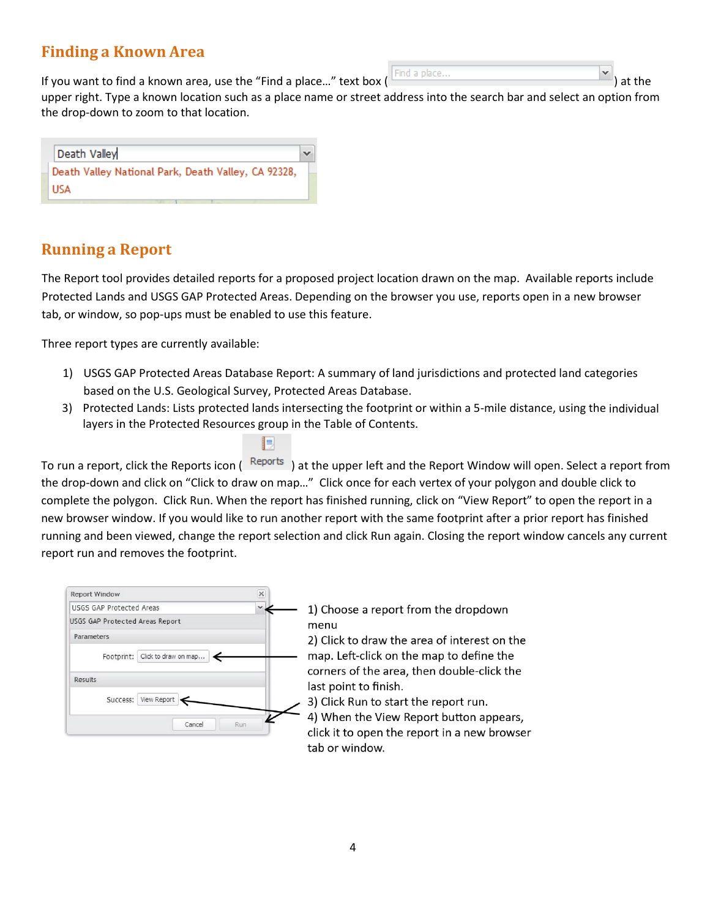## Finding a Known Area

If you want to find a known area, use the "Find a place..." text box ( Find a place... ) at the upper right. Type a known location such as a place name or street address into the search bar and select an option from the drop-down to zoom to that location.

## Running a Report

The Report tool provides detailed reports for a proposed project location drawn on the map. Available reports include Protected Lands and USGS GAP Protected Areas. Depending on the browser you use, reports open in a new browser tab, or window, so pop-ups must be enabled to use this feature.

Three report types are currently available:

1) USGS GAP Protected Areas Database Report: A summary of land jurisdictions and protected land categories based on the U.S. Geological Survey, Protected Areas Database.
3) Protected Lands: Lists protected lands intersecting the footprint or within a 5-mile distance, using the individual layers in the Protected Resources group in the Table of Contents.

To run a report, click the Reports icon ( Reports ) at the upper left and the Report Window will open. Select a report from the drop-down and click on "Click to draw on map..." Click once for each vertex of your polygon and double click to complete the polygon. Click Run. When the report has finished running, click on "View Report" to open the report in a new browser window. If you would like to run another report with the same footprint after a prior report has finished running and been viewed, change the report selection and click Run again. Closing the report window cancels any current report run and removes the footprint.

1) Choose a report from the dropdown menu
2) Click to draw the area of interest on the map. Left-click on the map to define the corners of the area, then double-click the last point to finish.
3) Click Run to start the report run.
4) When the View Report button appears, click it to open the report in a new browser tab or window.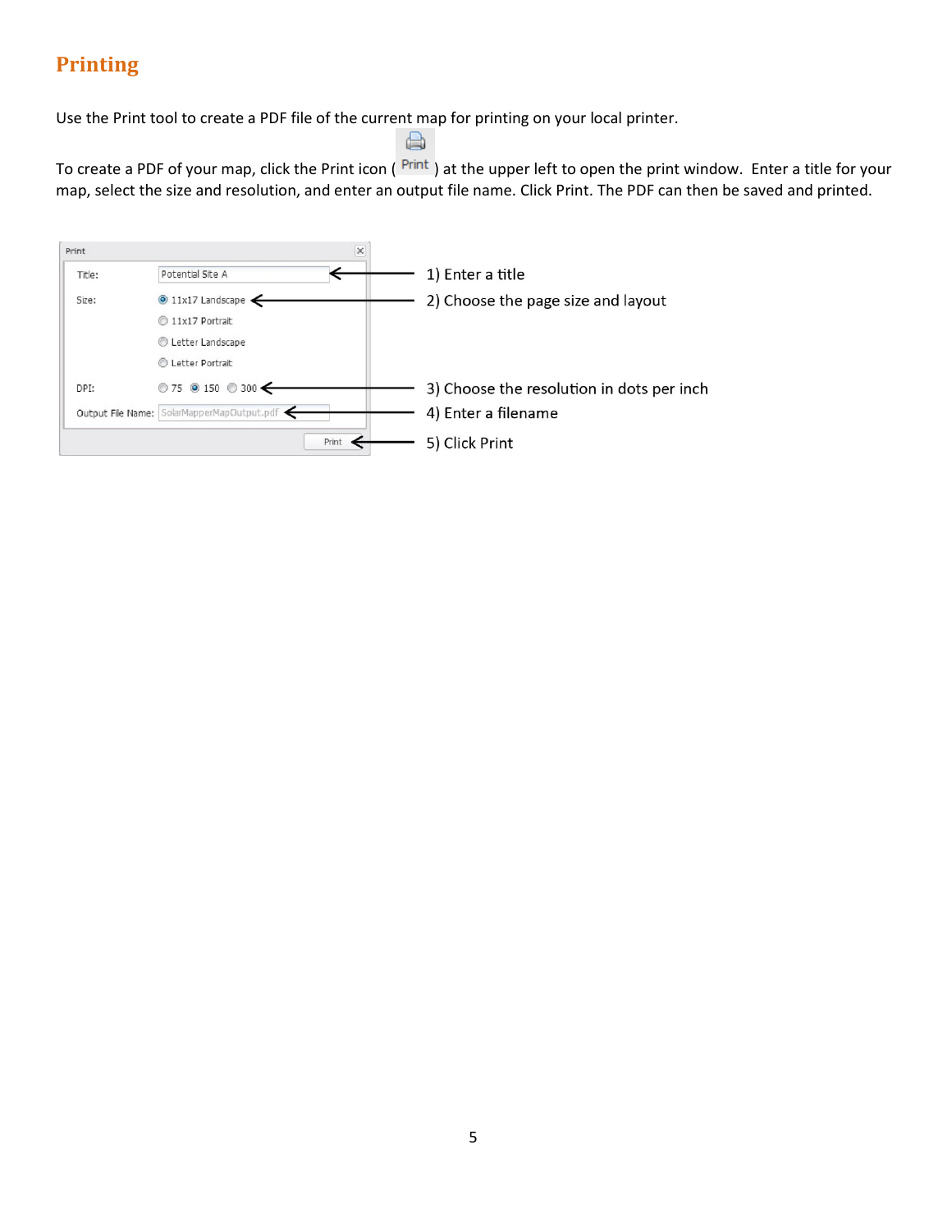## Printing

Use the Print tool to create a PDF file of the current map for printing on your local printer.

To create a PDF of your map, click the Print icon ( Print ) at the upper left to open the print window. Enter a title for your map, select the size and resolution, and enter an output file name. Click Print. The PDF can then be saved and printed.

Print

Title: Potential Site A

Size: 11x17 Landscape / 11x17 Portrait / Letter Landscape / Letter Portrait

DPI: 75 / 150 / 300

Output File Name: SolarMapperMapOutput.pdf

Print

1) Enter a title

2) Choose the page size and layout

3) Choose the resolution in dots per inch

4) Enter a filename

5) Click Print